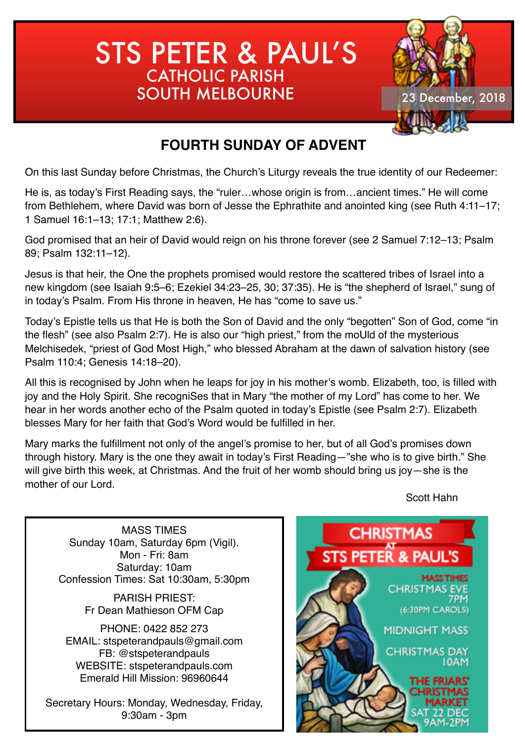# STS PETER & PAUL'S
## CATHOLIC PARISH
## SOUTH MELBOURNE

23 December, 2018

## FOURTH SUNDAY OF ADVENT

On this last Sunday before Christmas, the Church's Liturgy reveals the true identity of our Redeemer:

He is, as today's First Reading says, the "ruler…whose origin is from…ancient times." He will come from Bethlehem, where David was born of Jesse the Ephrathite and anointed king (see Ruth 4:11–17; 1 Samuel 16:1–13; 17:1; Matthew 2:6).

God promised that an heir of David would reign on his throne forever (see 2 Samuel 7:12–13; Psalm 89; Psalm 132:11–12).

Jesus is that heir, the One the prophets promised would restore the scattered tribes of Israel into a new kingdom (see Isaiah 9:5–6; Ezekiel 34:23–25, 30; 37:35). He is "the shepherd of Israel," sung of in today's Psalm. From His throne in heaven, He has "come to save us."

Today's Epistle tells us that He is both the Son of David and the only "begotten" Son of God, come "in the flesh" (see also Psalm 2:7). He is also our "high priest," from the moUld of the mysterious Melchisedek, "priest of God Most High," who blessed Abraham at the dawn of salvation history (see Psalm 110:4; Genesis 14:18–20).

All this is recognised by John when he leaps for joy in his mother's womb. Elizabeth, too, is filled with joy and the Holy Spirit. She recogniSes that in Mary "the mother of my Lord" has come to her. We hear in her words another echo of the Psalm quoted in today's Epistle (see Psalm 2:7). Elizabeth blesses Mary for her faith that God's Word would be fulfilled in her.

Mary marks the fulfillment not only of the angel's promise to her, but of all God's promises down through history. Mary is the one they await in today's First Reading—"she who is to give birth." She will give birth this week, at Christmas. And the fruit of her womb should bring us joy—she is the mother of our Lord.

Scott Hahn

MASS TIMES
Sunday 10am, Saturday 6pm (Vigil).
Mon - Fri: 8am
Saturday: 10am
Confession Times: Sat 10:30am, 5:30pm

PARISH PRIEST:
Fr Dean Mathieson OFM Cap

PHONE: 0422 852 273
EMAIL: stspeterandpauls@gmail.com
FB: @stspeterandpauls
WEBSITE: stspeterandpauls.com
Emerald Hill Mission: 96960644

Secretary Hours: Monday, Wednesday, Friday, 9:30am - 3pm

**CHRISTMAS AT STS PETER & PAUL'S**

MASS TIMES
CHRISTMAS EVE 7PM (6:30PM CAROLS)
MIDNIGHT MASS
CHRISTMAS DAY 10AM

THE FRIARS' CHRISTMAS MARKET
SAT 22 DEC 9AM-2PM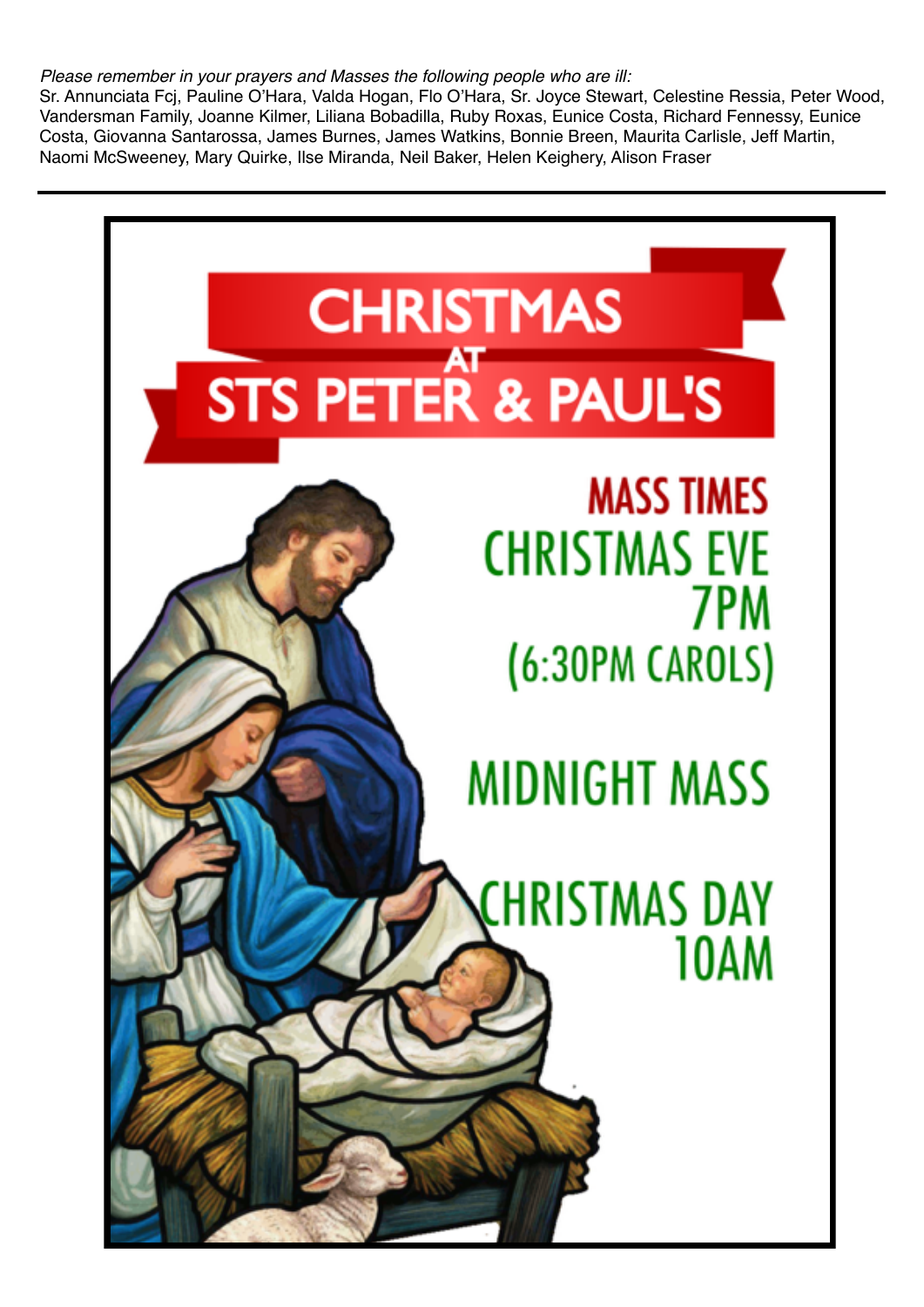*Please remember in your prayers and Masses the following people who are ill:*
Sr. Annunciata Fcj, Pauline O'Hara, Valda Hogan, Flo O'Hara, Sr. Joyce Stewart, Celestine Ressia, Peter Wood, Vandersman Family, Joanne Kilmer, Liliana Bobadilla, Ruby Roxas, Eunice Costa, Richard Fennessy, Eunice Costa, Giovanna Santarossa, James Burnes, James Watkins, Bonnie Breen, Maurita Carlisle, Jeff Martin, Naomi McSweeney, Mary Quirke, Ilse Miranda, Neil Baker, Helen Keighery, Alison Fraser

---

# CHRISTMAS AT STS PETER & PAUL'S

## MASS TIMES

**CHRISTMAS EVE**
**7PM**
**(6:30PM CAROLS)**

**MIDNIGHT MASS**

**CHRISTMAS DAY**
**10AM**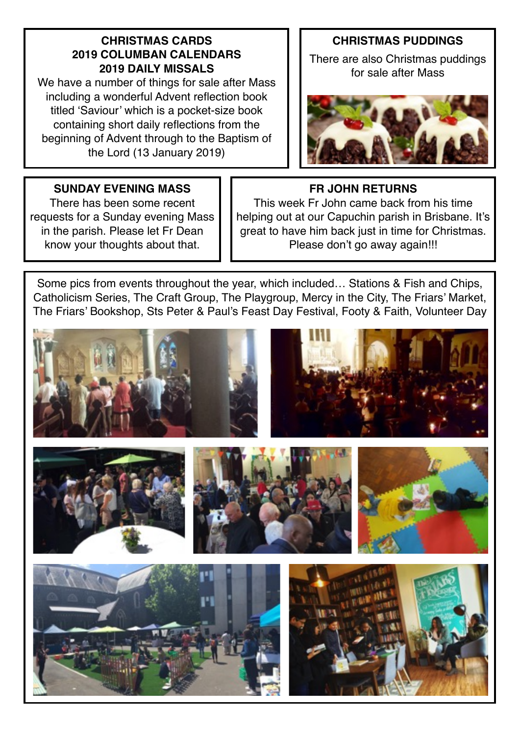## CHRISTMAS CARDS
## 2019 COLUMBAN CALENDARS
## 2019 DAILY MISSALS

We have a number of things for sale after Mass including a wonderful Advent reflection book titled 'Saviour' which is a pocket-size book containing short daily reflections from the beginning of Advent through to the Baptism of the Lord (13 January 2019)

## CHRISTMAS PUDDINGS

There are also Christmas puddings for sale after Mass

## SUNDAY EVENING MASS

There has been some recent requests for a Sunday evening Mass in the parish. Please let Fr Dean know your thoughts about that.

## FR JOHN RETURNS

This week Fr John came back from his time helping out at our Capuchin parish in Brisbane. It's great to have him back just in time for Christmas. Please don't go away again!!!

Some pics from events throughout the year, which included… Stations & Fish and Chips, Catholicism Series, The Craft Group, The Playgroup, Mercy in the City, The Friars' Market, The Friars' Bookshop, Sts Peter & Paul's Feast Day Festival, Footy & Faith, Volunteer Day